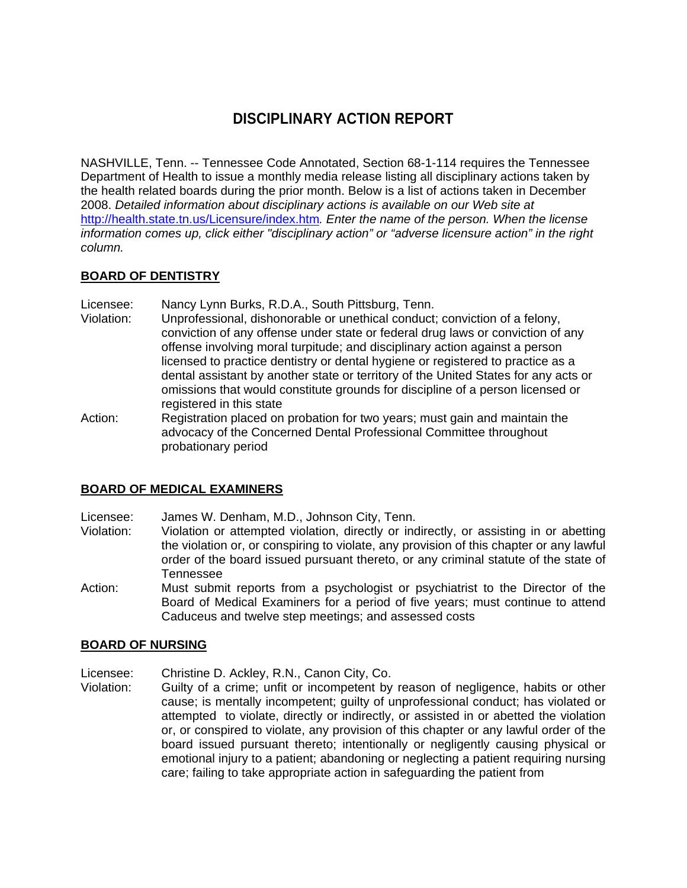# DISCIPLINARY ACTION REPORT

NASHVILLE, Tenn. -- Tennessee Code Annotated, Section 68-1-114 requires the Tennessee Department of Health to issue a monthly media release listing all disciplinary actions taken by the health related boards during the prior month. Below is a list of actions taken in December 2008. *Detailed information about disciplinary actions is available on our Web site at* http://health.state.tn.us/Licensure/index.htm*. Enter the name of the person. When the license information comes up, click either "disciplinary action" or "adverse licensure action" in the right column.*

## BOARD OF DENTISTRY

Licensee: Nancy Lynn Burks, R.D.A., South Pittsburg, Tenn.

Violation: Unprofessional, dishonorable or unethical conduct; conviction of a felony, conviction of any offense under state or federal drug laws or conviction of any offense involving moral turpitude; and disciplinary action against a person licensed to practice dentistry or dental hygiene or registered to practice as a dental assistant by another state or territory of the United States for any acts or omissions that would constitute grounds for discipline of a person licensed or registered in this state

Action: Registration placed on probation for two years; must gain and maintain the advocacy of the Concerned Dental Professional Committee throughout probationary period

## BOARD OF MEDICAL EXAMINERS

Licensee: James W. Denham, M.D., Johnson City, Tenn.

Violation: Violation or attempted violation, directly or indirectly, or assisting in or abetting the violation or, or conspiring to violate, any provision of this chapter or any lawful order of the board issued pursuant thereto, or any criminal statute of the state of Tennessee

Action: Must submit reports from a psychologist or psychiatrist to the Director of the Board of Medical Examiners for a period of five years; must continue to attend Caduceus and twelve step meetings; and assessed costs

## BOARD OF NURSING

Licensee: Christine D. Ackley, R.N., Canon City, Co.

Violation: Guilty of a crime; unfit or incompetent by reason of negligence, habits or other cause; is mentally incompetent; guilty of unprofessional conduct; has violated or attempted to violate, directly or indirectly, or assisted in or abetted the violation or, or conspired to violate, any provision of this chapter or any lawful order of the board issued pursuant thereto; intentionally or negligently causing physical or emotional injury to a patient; abandoning or neglecting a patient requiring nursing care; failing to take appropriate action in safeguarding the patient from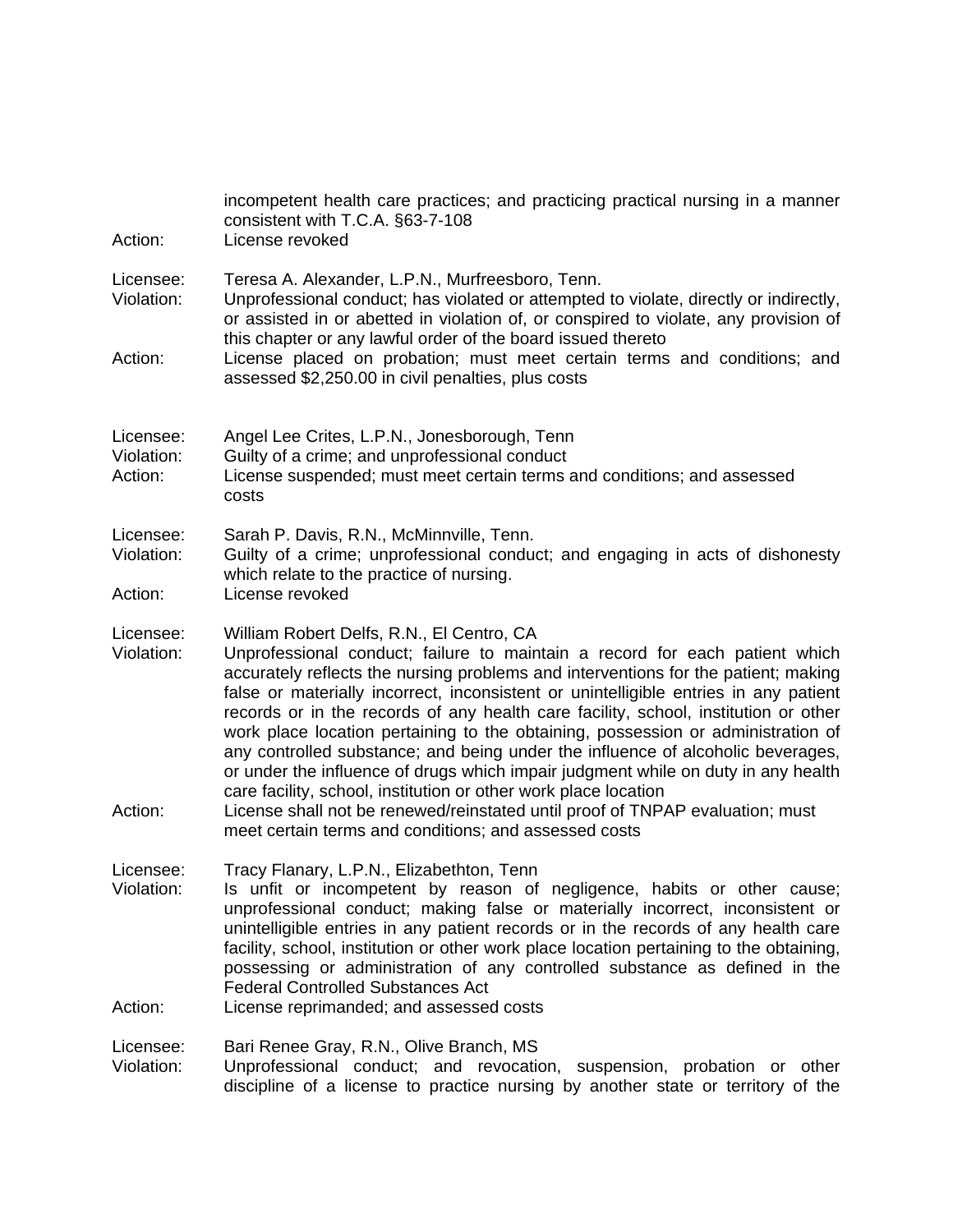incompetent health care practices; and practicing practical nursing in a manner consistent with T.C.A. §63-7-108

Action: License revoked

Licensee: Teresa A. Alexander, L.P.N., Murfreesboro, Tenn.

Violation: Unprofessional conduct; has violated or attempted to violate, directly or indirectly, or assisted in or abetted in violation of, or conspired to violate, any provision of this chapter or any lawful order of the board issued thereto

Action: License placed on probation; must meet certain terms and conditions; and assessed $2,250.00 in civil penalties, plus costs

Licensee: Angel Lee Crites, L.P.N., Jonesborough, Tenn

Violation: Guilty of a crime; and unprofessional conduct

Action: License suspended; must meet certain terms and conditions; and assessed costs

Licensee: Sarah P. Davis, R.N., McMinnville, Tenn.

Violation: Guilty of a crime; unprofessional conduct; and engaging in acts of dishonesty which relate to the practice of nursing.

Action: License revoked

Licensee: William Robert Delfs, R.N., El Centro, CA

Violation: Unprofessional conduct; failure to maintain a record for each patient which accurately reflects the nursing problems and interventions for the patient; making false or materially incorrect, inconsistent or unintelligible entries in any patient records or in the records of any health care facility, school, institution or other work place location pertaining to the obtaining, possession or administration of any controlled substance; and being under the influence of alcoholic beverages, or under the influence of drugs which impair judgment while on duty in any health care facility, school, institution or other work place location

Action: License shall not be renewed/reinstated until proof of TNPAP evaluation; must meet certain terms and conditions; and assessed costs

Licensee: Tracy Flanary, L.P.N., Elizabethton, Tenn

Violation: Is unfit or incompetent by reason of negligence, habits or other cause; unprofessional conduct; making false or materially incorrect, inconsistent or unintelligible entries in any patient records or in the records of any health care facility, school, institution or other work place location pertaining to the obtaining, possessing or administration of any controlled substance as defined in the Federal Controlled Substances Act

Action: License reprimanded; and assessed costs

Licensee: Bari Renee Gray, R.N., Olive Branch, MS

Violation: Unprofessional conduct; and revocation, suspension, probation or other discipline of a license to practice nursing by another state or territory of the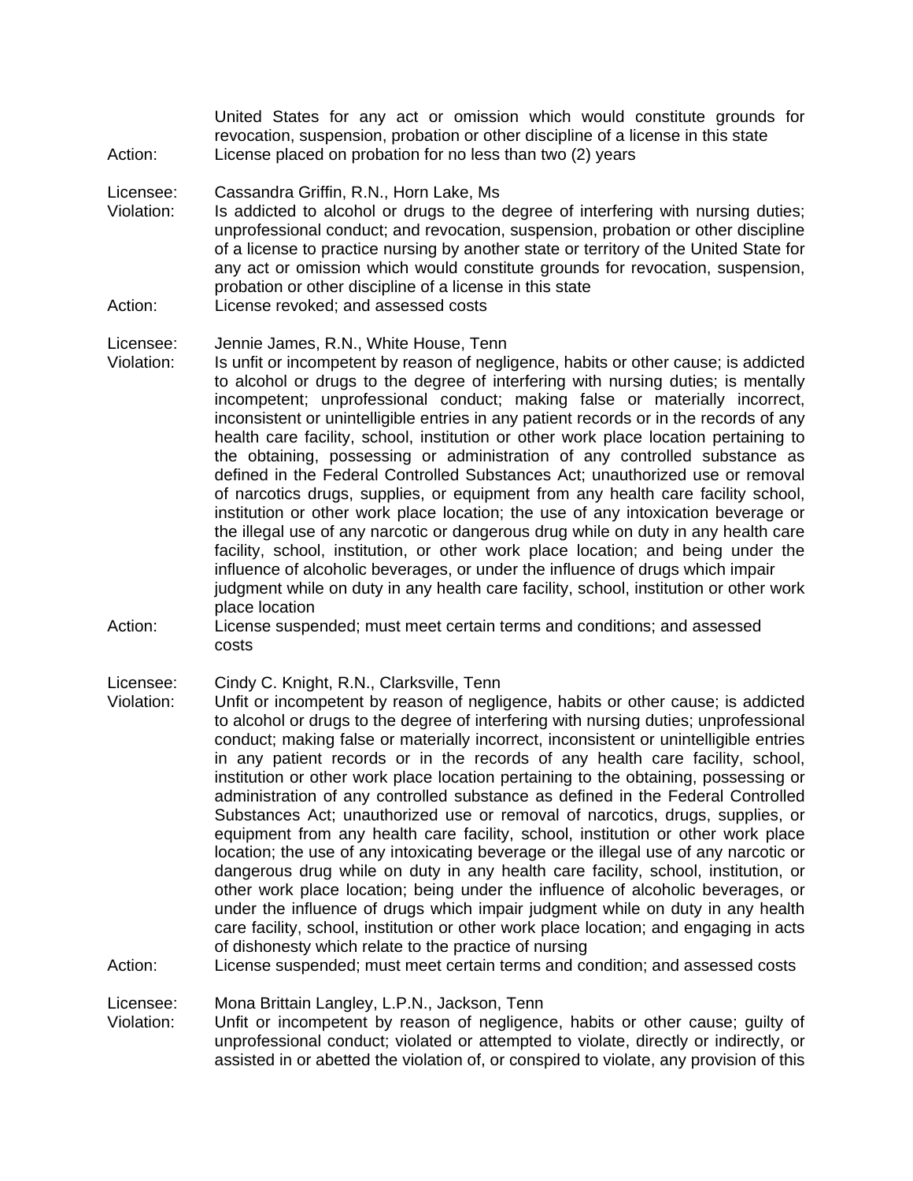United States for any act or omission which would constitute grounds for revocation, suspension, probation or other discipline of a license in this state

Action: License placed on probation for no less than two (2) years

Licensee: Cassandra Griffin, R.N., Horn Lake, Ms

Violation: Is addicted to alcohol or drugs to the degree of interfering with nursing duties; unprofessional conduct; and revocation, suspension, probation or other discipline of a license to practice nursing by another state or territory of the United State for any act or omission which would constitute grounds for revocation, suspension, probation or other discipline of a license in this state

Action: License revoked; and assessed costs

Licensee: Jennie James, R.N., White House, Tenn

Violation: Is unfit or incompetent by reason of negligence, habits or other cause; is addicted to alcohol or drugs to the degree of interfering with nursing duties; is mentally incompetent; unprofessional conduct; making false or materially incorrect, inconsistent or unintelligible entries in any patient records or in the records of any health care facility, school, institution or other work place location pertaining to the obtaining, possessing or administration of any controlled substance as defined in the Federal Controlled Substances Act; unauthorized use or removal of narcotics drugs, supplies, or equipment from any health care facility school, institution or other work place location; the use of any intoxication beverage or the illegal use of any narcotic or dangerous drug while on duty in any health care facility, school, institution, or other work place location; and being under the influence of alcoholic beverages, or under the influence of drugs which impair judgment while on duty in any health care facility, school, institution or other work place location

Action: License suspended; must meet certain terms and conditions; and assessed costs

Licensee: Cindy C. Knight, R.N., Clarksville, Tenn

Violation: Unfit or incompetent by reason of negligence, habits or other cause; is addicted to alcohol or drugs to the degree of interfering with nursing duties; unprofessional conduct; making false or materially incorrect, inconsistent or unintelligible entries in any patient records or in the records of any health care facility, school, institution or other work place location pertaining to the obtaining, possessing or administration of any controlled substance as defined in the Federal Controlled Substances Act; unauthorized use or removal of narcotics, drugs, supplies, or equipment from any health care facility, school, institution or other work place location; the use of any intoxicating beverage or the illegal use of any narcotic or dangerous drug while on duty in any health care facility, school, institution, or other work place location; being under the influence of alcoholic beverages, or under the influence of drugs which impair judgment while on duty in any health care facility, school, institution or other work place location; and engaging in acts of dishonesty which relate to the practice of nursing

Action: License suspended; must meet certain terms and condition; and assessed costs

Licensee: Mona Brittain Langley, L.P.N., Jackson, Tenn

Violation: Unfit or incompetent by reason of negligence, habits or other cause; guilty of unprofessional conduct; violated or attempted to violate, directly or indirectly, or assisted in or abetted the violation of, or conspired to violate, any provision of this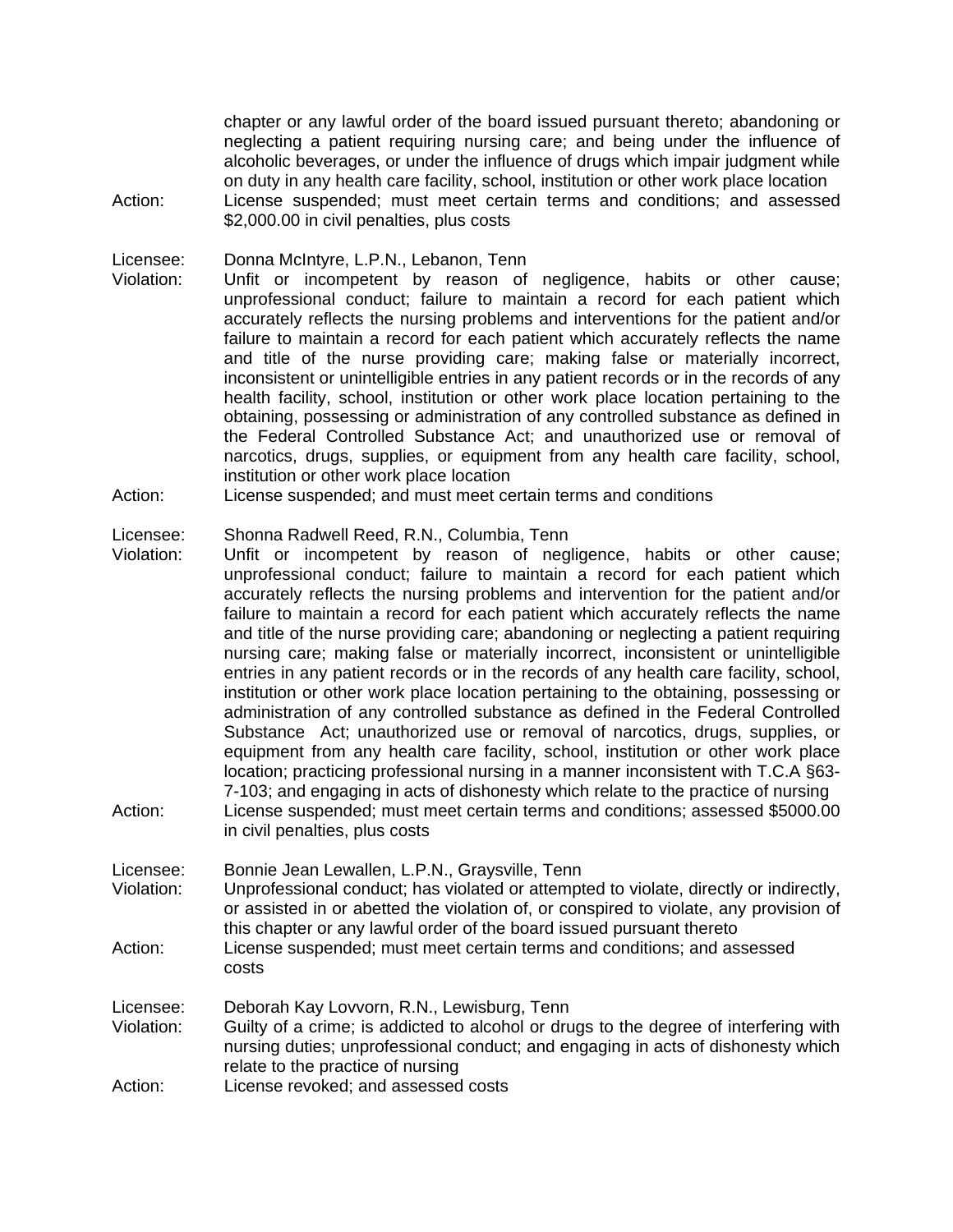chapter or any lawful order of the board issued pursuant thereto; abandoning or neglecting a patient requiring nursing care; and being under the influence of alcoholic beverages, or under the influence of drugs which impair judgment while on duty in any health care facility, school, institution or other work place location

Action: License suspended; must meet certain terms and conditions; and assessed $2,000.00 in civil penalties, plus costs

Licensee: Donna McIntyre, L.P.N., Lebanon, Tenn

Violation: Unfit or incompetent by reason of negligence, habits or other cause; unprofessional conduct; failure to maintain a record for each patient which accurately reflects the nursing problems and interventions for the patient and/or failure to maintain a record for each patient which accurately reflects the name and title of the nurse providing care; making false or materially incorrect, inconsistent or unintelligible entries in any patient records or in the records of any health facility, school, institution or other work place location pertaining to the obtaining, possessing or administration of any controlled substance as defined in the Federal Controlled Substance Act; and unauthorized use or removal of narcotics, drugs, supplies, or equipment from any health care facility, school, institution or other work place location

Action: License suspended; and must meet certain terms and conditions

Licensee: Shonna Radwell Reed, R.N., Columbia, Tenn

Violation: Unfit or incompetent by reason of negligence, habits or other cause; unprofessional conduct; failure to maintain a record for each patient which accurately reflects the nursing problems and intervention for the patient and/or failure to maintain a record for each patient which accurately reflects the name and title of the nurse providing care; abandoning or neglecting a patient requiring nursing care; making false or materially incorrect, inconsistent or unintelligible entries in any patient records or in the records of any health care facility, school, institution or other work place location pertaining to the obtaining, possessing or administration of any controlled substance as defined in the Federal Controlled Substance Act; unauthorized use or removal of narcotics, drugs, supplies, or equipment from any health care facility, school, institution or other work place location; practicing professional nursing in a manner inconsistent with T.C.A §63-7-103; and engaging in acts of dishonesty which relate to the practice of nursing

Action: License suspended; must meet certain terms and conditions; assessed $5000.00 in civil penalties, plus costs

Licensee: Bonnie Jean Lewallen, L.P.N., Graysville, Tenn

Violation: Unprofessional conduct; has violated or attempted to violate, directly or indirectly, or assisted in or abetted the violation of, or conspired to violate, any provision of this chapter or any lawful order of the board issued pursuant thereto

Action: License suspended; must meet certain terms and conditions; and assessed costs

Licensee: Deborah Kay Lovvorn, R.N., Lewisburg, Tenn

Violation: Guilty of a crime; is addicted to alcohol or drugs to the degree of interfering with nursing duties; unprofessional conduct; and engaging in acts of dishonesty which relate to the practice of nursing

Action: License revoked; and assessed costs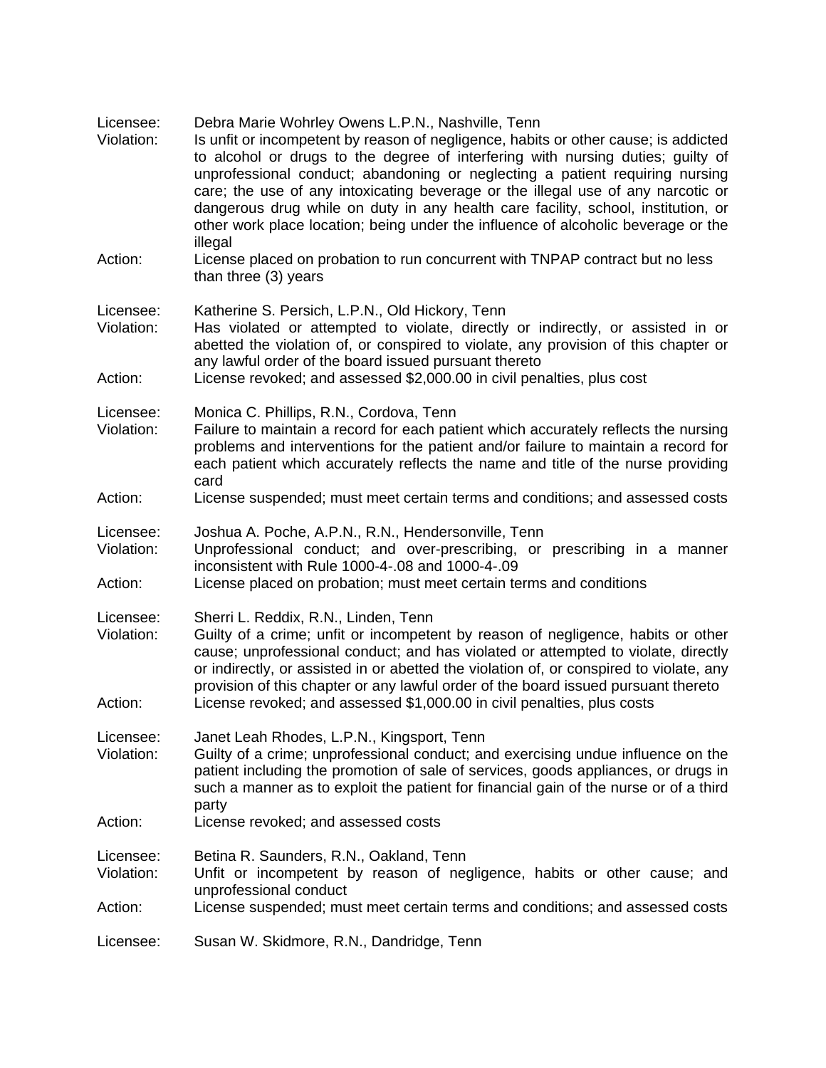Licensee: Debra Marie Wohrley Owens L.P.N., Nashville, Tenn
Violation: Is unfit or incompetent by reason of negligence, habits or other cause; is addicted to alcohol or drugs to the degree of interfering with nursing duties; guilty of unprofessional conduct; abandoning or neglecting a patient requiring nursing care; the use of any intoxicating beverage or the illegal use of any narcotic or dangerous drug while on duty in any health care facility, school, institution, or other work place location; being under the influence of alcoholic beverage or the illegal
Action: License placed on probation to run concurrent with TNPAP contract but no less than three (3) years

Licensee: Katherine S. Persich, L.P.N., Old Hickory, Tenn
Violation: Has violated or attempted to violate, directly or indirectly, or assisted in or abetted the violation of, or conspired to violate, any provision of this chapter or any lawful order of the board issued pursuant thereto
Action: License revoked; and assessed $2,000.00 in civil penalties, plus cost

Licensee: Monica C. Phillips, R.N., Cordova, Tenn
Violation: Failure to maintain a record for each patient which accurately reflects the nursing problems and interventions for the patient and/or failure to maintain a record for each patient which accurately reflects the name and title of the nurse providing card
Action: License suspended; must meet certain terms and conditions; and assessed costs

Licensee: Joshua A. Poche, A.P.N., R.N., Hendersonville, Tenn
Violation: Unprofessional conduct; and over-prescribing, or prescribing in a manner inconsistent with Rule 1000-4-.08 and 1000-4-.09
Action: License placed on probation; must meet certain terms and conditions

Licensee: Sherri L. Reddix, R.N., Linden, Tenn
Violation: Guilty of a crime; unfit or incompetent by reason of negligence, habits or other cause; unprofessional conduct; and has violated or attempted to violate, directly or indirectly, or assisted in or abetted the violation of, or conspired to violate, any provision of this chapter or any lawful order of the board issued pursuant thereto
Action: License revoked; and assessed $1,000.00 in civil penalties, plus costs

Licensee: Janet Leah Rhodes, L.P.N., Kingsport, Tenn
Violation: Guilty of a crime; unprofessional conduct; and exercising undue influence on the patient including the promotion of sale of services, goods appliances, or drugs in such a manner as to exploit the patient for financial gain of the nurse or of a third party
Action: License revoked; and assessed costs

Licensee: Betina R. Saunders, R.N., Oakland, Tenn
Violation: Unfit or incompetent by reason of negligence, habits or other cause; and unprofessional conduct
Action: License suspended; must meet certain terms and conditions; and assessed costs

Licensee: Susan W. Skidmore, R.N., Dandridge, Tenn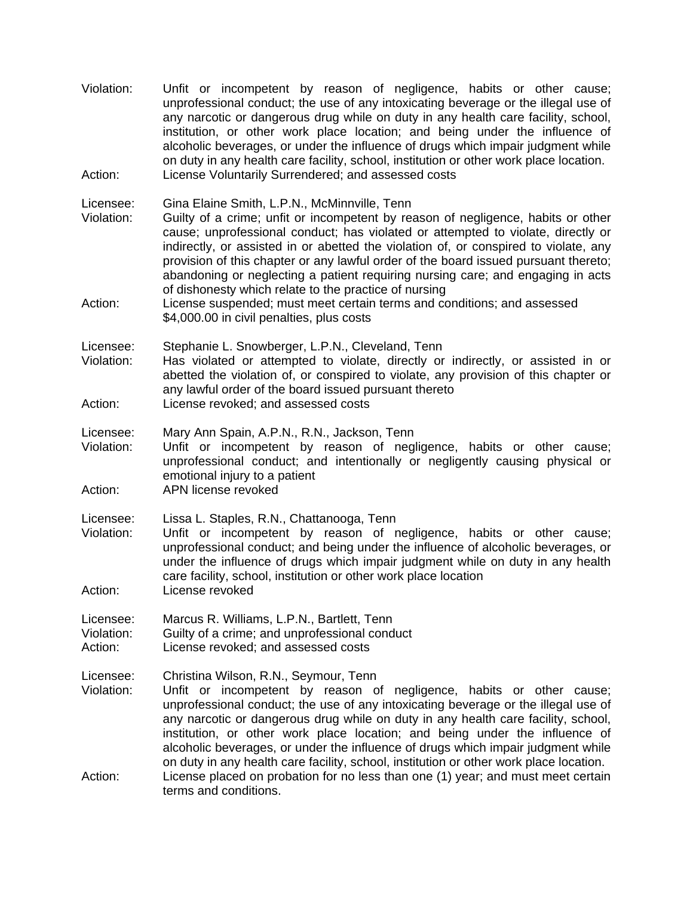Violation: Unfit or incompetent by reason of negligence, habits or other cause; unprofessional conduct; the use of any intoxicating beverage or the illegal use of any narcotic or dangerous drug while on duty in any health care facility, school, institution, or other work place location; and being under the influence of alcoholic beverages, or under the influence of drugs which impair judgment while on duty in any health care facility, school, institution or other work place location.
Action: License Voluntarily Surrendered; and assessed costs

Licensee: Gina Elaine Smith, L.P.N., McMinnville, Tenn
Violation: Guilty of a crime; unfit or incompetent by reason of negligence, habits or other cause; unprofessional conduct; has violated or attempted to violate, directly or indirectly, or assisted in or abetted the violation of, or conspired to violate, any provision of this chapter or any lawful order of the board issued pursuant thereto; abandoning or neglecting a patient requiring nursing care; and engaging in acts of dishonesty which relate to the practice of nursing
Action: License suspended; must meet certain terms and conditions; and assessed $4,000.00 in civil penalties, plus costs

Licensee: Stephanie L. Snowberger, L.P.N., Cleveland, Tenn
Violation: Has violated or attempted to violate, directly or indirectly, or assisted in or abetted the violation of, or conspired to violate, any provision of this chapter or any lawful order of the board issued pursuant thereto
Action: License revoked; and assessed costs

Licensee: Mary Ann Spain, A.P.N., R.N., Jackson, Tenn
Violation: Unfit or incompetent by reason of negligence, habits or other cause; unprofessional conduct; and intentionally or negligently causing physical or emotional injury to a patient
Action: APN license revoked

Licensee: Lissa L. Staples, R.N., Chattanooga, Tenn
Violation: Unfit or incompetent by reason of negligence, habits or other cause; unprofessional conduct; and being under the influence of alcoholic beverages, or under the influence of drugs which impair judgment while on duty in any health care facility, school, institution or other work place location
Action: License revoked

Licensee: Marcus R. Williams, L.P.N., Bartlett, Tenn
Violation: Guilty of a crime; and unprofessional conduct
Action: License revoked; and assessed costs

Licensee: Christina Wilson, R.N., Seymour, Tenn
Violation: Unfit or incompetent by reason of negligence, habits or other cause; unprofessional conduct; the use of any intoxicating beverage or the illegal use of any narcotic or dangerous drug while on duty in any health care facility, school, institution, or other work place location; and being under the influence of alcoholic beverages, or under the influence of drugs which impair judgment while on duty in any health care facility, school, institution or other work place location.
Action: License placed on probation for no less than one (1) year; and must meet certain terms and conditions.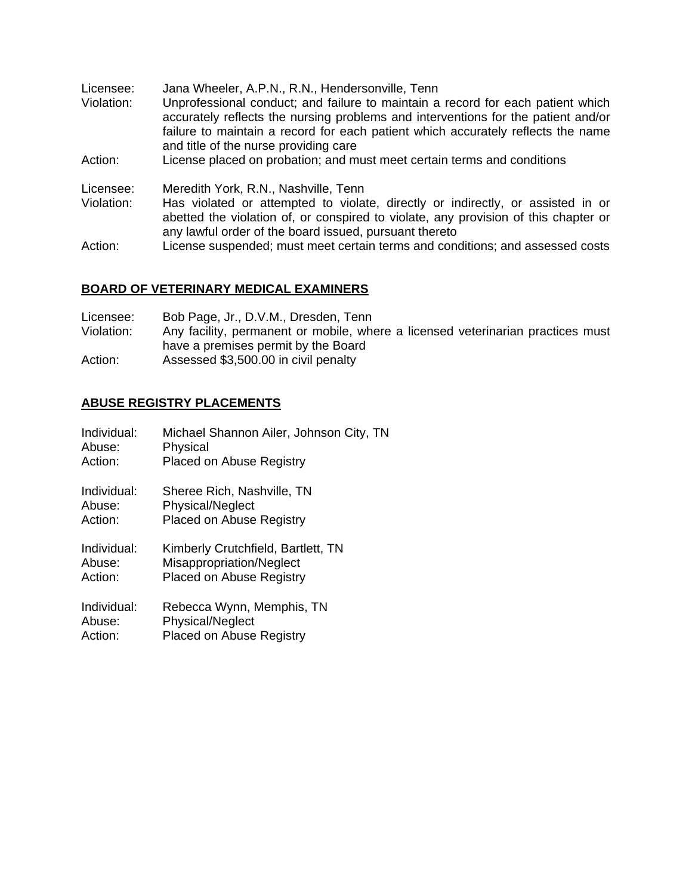Licensee: Jana Wheeler, A.P.N., R.N., Hendersonville, Tenn
Violation: Unprofessional conduct; and failure to maintain a record for each patient which accurately reflects the nursing problems and interventions for the patient and/or failure to maintain a record for each patient which accurately reflects the name and title of the nurse providing care
Action: License placed on probation; and must meet certain terms and conditions

Licensee: Meredith York, R.N., Nashville, Tenn
Violation: Has violated or attempted to violate, directly or indirectly, or assisted in or abetted the violation of, or conspired to violate, any provision of this chapter or any lawful order of the board issued, pursuant thereto
Action: License suspended; must meet certain terms and conditions; and assessed costs

## BOARD OF VETERINARY MEDICAL EXAMINERS

Licensee: Bob Page, Jr., D.V.M., Dresden, Tenn
Violation: Any facility, permanent or mobile, where a licensed veterinarian practices must have a premises permit by the Board
Action: Assessed $3,500.00 in civil penalty

## ABUSE REGISTRY PLACEMENTS

Individual: Michael Shannon Ailer, Johnson City, TN
Abuse: Physical
Action: Placed on Abuse Registry

Individual: Sheree Rich, Nashville, TN
Abuse: Physical/Neglect
Action: Placed on Abuse Registry

Individual: Kimberly Crutchfield, Bartlett, TN
Abuse: Misappropriation/Neglect
Action: Placed on Abuse Registry

Individual: Rebecca Wynn, Memphis, TN
Abuse: Physical/Neglect
Action: Placed on Abuse Registry